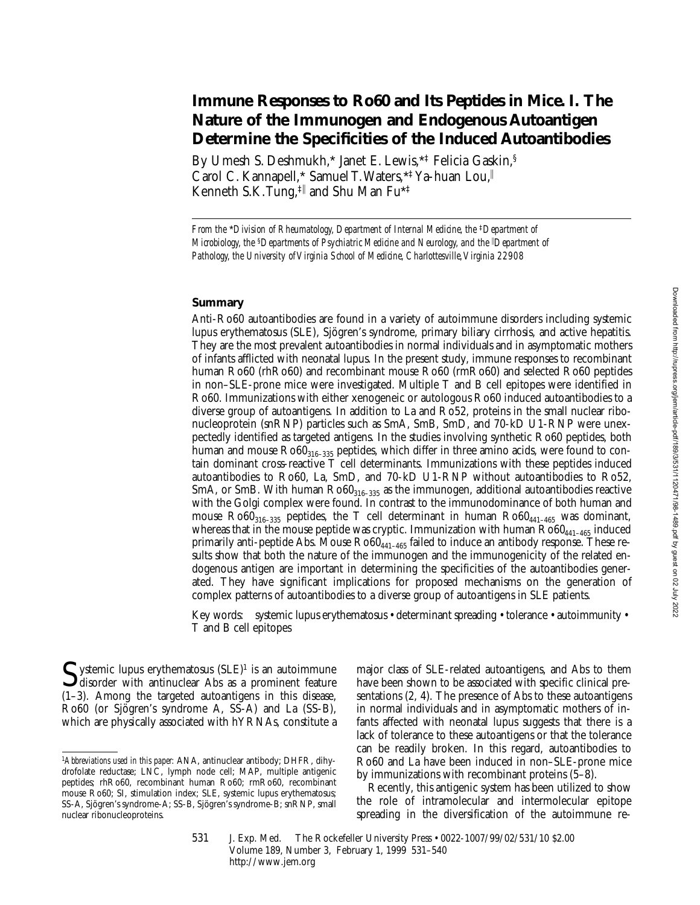# Immune Responses to Ro60 and Its Peptides in Mice. I. The Nature of the Immunogen and Endogenous Autoantigen Determine the Specificities of the Induced Autoantibodies

By Umesh S. Deshmukh,* Janet E. Lewis,*‡ Felicia Gaskin,§ Carol C. Kannapell,* Samuel T. Waters,*‡ Ya-huan Lou,‖ Kenneth S.K. Tung,‡‖ and Shu Man Fu*‡

*From the \*Division of Rheumatology, Department of Internal Medicine, the ‡Department of Microbiology, the §Departments of Psychiatric Medicine and Neurology, and the ‖Department of Pathology, the University of Virginia School of Medicine, Charlottesville, Virginia 22908*

## Summary

Anti-Ro60 autoantibodies are found in a variety of autoimmune disorders including systemic lupus erythematosus (SLE), Sjögren's syndrome, primary biliary cirrhosis, and active hepatitis. They are the most prevalent autoantibodies in normal individuals and in asymptomatic mothers of infants afflicted with neonatal lupus. In the present study, immune responses to recombinant human Ro60 (rhRo60) and recombinant mouse Ro60 (rmRo60) and selected Ro60 peptides in non–SLE-prone mice were investigated. Multiple T and B cell epitopes were identified in Ro60. Immunizations with either xenogeneic or autologous Ro60 induced autoantibodies to a diverse group of autoantigens. In addition to La and Ro52, proteins in the small nuclear ribonucleoprotein (snRNP) particles such as SmA, SmB, SmD, and 70-kD U1-RNP were unexpectedly identified as targeted antigens. In the studies involving synthetic Ro60 peptides, both human and mouse $Ro60_{316–335}$ peptides, which differ in three amino acids, were found to contain dominant cross-reactive T cell determinants. Immunizations with these peptides induced autoantibodies to Ro60, La, SmD, and 70-kD U1-RNP without autoantibodies to Ro52, SmA, or SmB. With human $Ro60_{316–335}$ as the immunogen, additional autoantibodies reactive with the Golgi complex were found. In contrast to the immunodominance of both human and mouse $Ro60_{316–335}$ peptides, the T cell determinant in human $Ro60_{441–465}$ was dominant, whereas that in the mouse peptide was cryptic. Immunization with human $Ro60_{441–465}$ induced primarily anti-peptide Abs. Mouse $Ro60_{441–465}$ failed to induce an antibody response. These results show that both the nature of the immunogen and the immunogenicity of the related endogenous antigen are important in determining the specificities of the autoantibodies generated. They have significant implications for proposed mechanisms on the generation of complex patterns of autoantibodies to a diverse group of autoantigens in SLE patients.

Key words: systemic lupus erythematosus • determinant spreading • tolerance • autoimmunity • T and B cell epitopes

Systemic lupus erythematosus (SLE)[1] is an autoimmune disorder with antinuclear Abs as a prominent feature (1–3). Among the targeted autoantigens in this disease, Ro60 (or Sjögren's syndrome A, SS-A) and La (SS-B), which are physically associated with hYRNAs, constitute a major class of SLE-related autoantigens, and Abs to them have been shown to be associated with specific clinical presentations (2, 4). The presence of Abs to these autoantigens in normal individuals and in asymptomatic mothers of infants affected with neonatal lupus suggests that there is a lack of tolerance to these autoantigens or that the tolerance can be readily broken. In this regard, autoantibodies to Ro60 and La have been induced in non–SLE-prone mice by immunizations with recombinant proteins (5–8).

Recently, this antigenic system has been utilized to show the role of intramolecular and intermolecular epitope spreading in the diversification of the autoimmune re-

[1]*Abbreviations used in this paper:* ANA, antinuclear antibody; DHFR, dihydrofolate reductase; LNC, lymph node cell; MAP, multiple antigenic peptides; rhRo60, recombinant human Ro60; rmRo60, recombinant mouse Ro60; SI, stimulation index; SLE, systemic lupus erythematosus; SS-A, Sjögren's syndrome-A; SS-B, Sjögren's syndrome-B; snRNP, small nuclear ribonucleoproteins.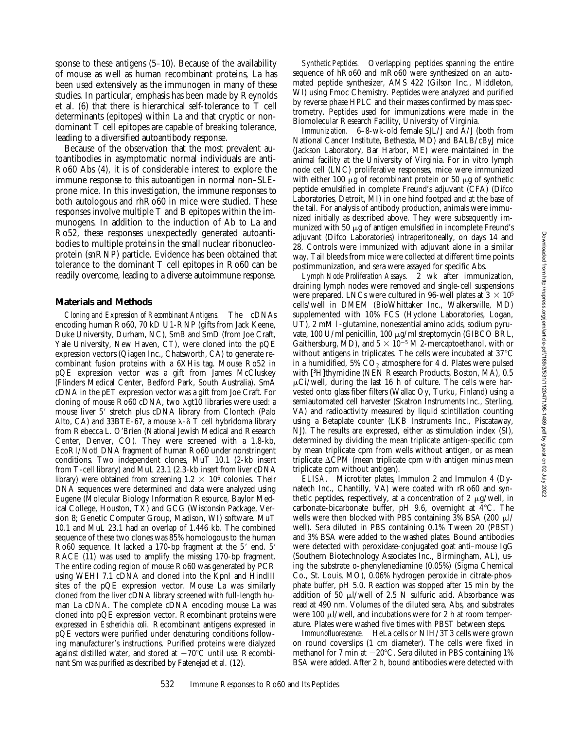sponse to these antigens (5–10). Because of the availability of mouse as well as human recombinant proteins, La has been used extensively as the immunogen in many of these studies. In particular, emphasis has been made by Reynolds et al. (6) that there is hierarchical self-tolerance to T cell determinants (epitopes) within La and that cryptic or nondominant T cell epitopes are capable of breaking tolerance, leading to a diversified autoantibody response.

Because of the observation that the most prevalent autoantibodies in asymptomatic normal individuals are anti-Ro60 Abs (4), it is of considerable interest to explore the immune response to this autoantigen in normal non–SLE-prone mice. In this investigation, the immune responses to both autologous and rhRo60 in mice were studied. These responses involve multiple T and B epitopes within the immunogens. In addition to the induction of Ab to La and Ro52, these responses unexpectedly generated autoantibodies to multiple proteins in the small nuclear ribonucleoprotein (snRNP) particle. Evidence has been obtained that tolerance to the dominant T cell epitopes in Ro60 can be readily overcome, leading to a diverse autoimmune response.

## Materials and Methods

*Cloning and Expression of Recombinant Antigens.* The cDNAs encoding human Ro60, 70 kD U1-RNP (gifts from Jack Keene, Duke University, Durham, NC), SmB and SmD (from Joe Craft, Yale University, New Haven, CT), were cloned into the pQE expression vectors (Qiagen Inc., Chatsworth, CA) to generate recombinant fusion proteins with a 6XHis tag. Mouse Ro52 in pQE expression vector was a gift from James McCluskey (Flinders Medical Center, Bedford Park, South Australia). SmA cDNA in the pET expression vector was a gift from Joe Craft. For cloning of mouse Ro60 cDNA, two λgt10 libraries were used: a mouse liver 5′ stretch plus cDNA library from Clontech (Palo Alto, CA) and 33BTE-67, a mouse λ-δ T cell hybridoma library from Rebecca L. O'Brien (National Jewish Medical and Research Center, Denver, CO). They were screened with a 1.8-kb, EcoRI/NotI DNA fragment of human Ro60 under nonstringent conditions. Two independent clones, MuT 10.1 (2-kb insert from T-cell library) and MuL 23.1 (2.3-kb insert from liver cDNA library) were obtained from screening $1.2 \times 10^6$ colonies. Their DNA sequences were determined and data were analyzed using Eugene (Molecular Biology Information Resource, Baylor Medical College, Houston, TX) and GCG (Wisconsin Package, Version 8; Genetic Computer Group, Madison, WI) software. MuT 10.1 and MuL 23.1 had an overlap of 1.446 kb. The combined sequence of these two clones was 85% homologous to the human Ro60 sequence. It lacked a 170-bp fragment at the 5′ end. 5′ RACE (11) was used to amplify the missing 170-bp fragment. The entire coding region of mouse Ro60 was generated by PCR using WEHI 7.1 cDNA and cloned into the KpnI and HindIII sites of the pQE expression vector. Mouse La was similarly cloned from the liver cDNA library screened with full-length human La cDNA. The complete cDNA encoding mouse La was cloned into pQE expression vector. Recombinant proteins were expressed in *Escherichia coli*. Recombinant antigens expressed in pQE vectors were purified under denaturing conditions following manufacturer's instructions. Purified proteins were dialyzed against distilled water, and stored at −70°C until use. Recombinant Sm was purified as described by Fatenejad et al. (12).

*Synthetic Peptides.* Overlapping peptides spanning the entire sequence of hRo60 and mRo60 were synthesized on an automated peptide synthesizer, AMS 422 (Gilson Inc., Middleton, WI) using Fmoc Chemistry. Peptides were analyzed and purified by reverse phase HPLC and their masses confirmed by mass spectrometry. Peptides used for immunizations were made in the Biomolecular Research Facility, University of Virginia.

*Immunization.* 6–8-wk-old female SJL/J and A/J (both from National Cancer Institute, Bethesda, MD) and BALB/cByJ mice (Jackson Laboratory, Bar Harbor, ME) were maintained in the animal facility at the University of Virginia. For in vitro lymph node cell (LNC) proliferative responses, mice were immunized with either 100 μg of recombinant protein or 50 μg of synthetic peptide emulsified in complete Freund's adjuvant (CFA) (Difco Laboratories, Detroit, MI) in one hind footpad and at the base of the tail. For analysis of antibody production, animals were immunized initially as described above. They were subsequently immunized with 50 μg of antigen emulsified in incomplete Freund's adjuvant (Difco Laboratories) intraperitoneally, on days 14 and 28. Controls were immunized with adjuvant alone in a similar way. Tail bleeds from mice were collected at different time points postimmunization, and sera were assayed for specific Abs.

*Lymph Node Proliferation Assays.* 2 wk after immunization, draining lymph nodes were removed and single-cell suspensions were prepared. LNCs were cultured in 96-well plates at $3 \times 10^5$ cells/well in DMEM (BioWhittaker Inc., Walkersville, MD) supplemented with 10% FCS (Hyclone Laboratories, Logan, UT), 2 mM l-glutamine, nonessential amino acids, sodium pyruvate, 100 U/ml penicillin, 100 μg/ml streptomycin (GIBCO BRL, Gaithersburg, MD), and $5 \times 10^{-5}$ M 2-mercaptoethanol, with or without antigens in triplicates. The cells were incubated at 37°C in a humidified, 5% $CO_2$ atmosphere for 4 d. Plates were pulsed with [$^3$H]thymidine (NEN Research Products, Boston, MA), 0.5 μCi/well, during the last 16 h of culture. The cells were harvested onto glass fiber filters (Wallac Oy, Turku, Finland) using a semiautomated cell harvester (Skatron Instruments Inc., Sterling, VA) and radioactivity measured by liquid scintillation counting using a Betaplate counter (LKB Instruments Inc., Piscataway, NJ). The results are expressed, either as stimulation index (SI), determined by dividing the mean triplicate antigen-specific cpm by mean triplicate cpm from wells without antigen, or as mean triplicate ΔCPM (mean triplicate cpm with antigen minus mean triplicate cpm without antigen).

*ELISA.* Microtiter plates, Immulon 2 and Immulon 4 (Dynatech Inc., Chantilly, VA) were coated with rRo60 and synthetic peptides, respectively, at a concentration of 2 μg/well, in carbonate-bicarbonate buffer, pH 9.6, overnight at 4°C. The wells were then blocked with PBS containing 3% BSA (200 μl/well). Sera diluted in PBS containing 0.1% Tween 20 (PBST) and 3% BSA were added to the washed plates. Bound antibodies were detected with peroxidase-conjugated goat anti–mouse IgG (Southern Biotechnology Associates Inc., Birmingham, AL), using the substrate o-phenylenediamine (0.05%) (Sigma Chemical Co., St. Louis, MO), 0.06% hydrogen peroxide in citrate-phosphate buffer, pH 5.0. Reaction was stopped after 15 min by the addition of 50 μl/well of 2.5 N sulfuric acid. Absorbance was read at 490 nm. Volumes of the diluted sera, Abs, and substrates were 100 μl/well, and incubations were for 2 h at room temperature. Plates were washed five times with PBST between steps.

*Immunofluorescence.* HeLa cells or NIH/3T3 cells were grown on round coverslips (1 cm diameter). The cells were fixed in methanol for 7 min at −20°C. Sera diluted in PBS containing 1% BSA were added. After 2 h, bound antibodies were detected with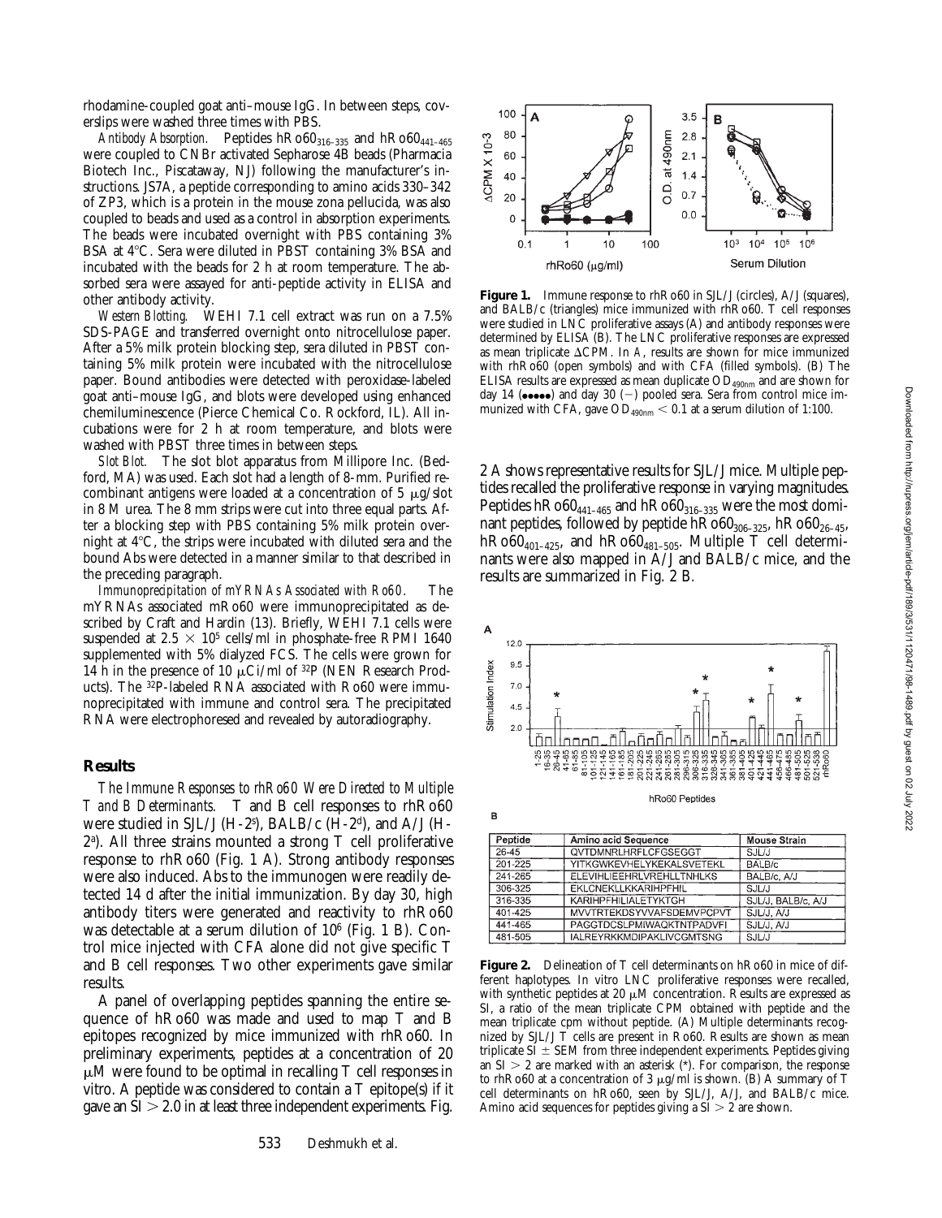rhodamine-coupled goat anti–mouse IgG. In between steps, coverslips were washed three times with PBS.

*Antibody Absorption.* Peptides hRo60$_{316–335}$ and hRo60$_{441–465}$ were coupled to CNBr activated Sepharose 4B beads (Pharmacia Biotech Inc., Piscataway, NJ) following the manufacturer's instructions. JS7A, a peptide corresponding to amino acids 330–342 of ZP3, which is a protein in the mouse zona pellucida, was also coupled to beads and used as a control in absorption experiments. The beads were incubated overnight with PBS containing 3% BSA at 4°C. Sera were diluted in PBST containing 3% BSA and incubated with the beads for 2 h at room temperature. The absorbed sera were assayed for anti-peptide activity in ELISA and other antibody activity.

*Western Blotting.* WEHI 7.1 cell extract was run on a 7.5% SDS-PAGE and transferred overnight onto nitrocellulose paper. After a 5% milk protein blocking step, sera diluted in PBST containing 5% milk protein were incubated with the nitrocellulose paper. Bound antibodies were detected with peroxidase-labeled goat anti–mouse IgG, and blots were developed using enhanced chemiluminescence (Pierce Chemical Co. Rockford, IL). All incubations were for 2 h at room temperature, and blots were washed with PBST three times in between steps.

*Slot Blot.* The slot blot apparatus from Millipore Inc. (Bedford, MA) was used. Each slot had a length of 8-mm. Purified recombinant antigens were loaded at a concentration of 5 μg/slot in 8 M urea. The 8 mm strips were cut into three equal parts. After a blocking step with PBS containing 5% milk protein overnight at 4°C, the strips were incubated with diluted sera and the bound Abs were detected in a manner similar to that described in the preceding paragraph.

*Immunoprecipitation of mYRNAs Associated with Ro60.* The mYRNAs associated mRo60 were immunoprecipitated as described by Craft and Hardin (13). Briefly, WEHI 7.1 cells were suspended at $2.5 \times 10^5$ cells/ml in phosphate-free RPMI 1640 supplemented with 5% dialyzed FCS. The cells were grown for 14 h in the presence of 10 μCi/ml of $^{32}$P (NEN Research Products). The $^{32}$P-labeled RNA associated with Ro60 were immunoprecipitated with immune and control sera. The precipitated RNA were electrophoresed and revealed by autoradiography.

## Results

*The Immune Responses to rhRo60 Were Directed to Multiple T and B Determinants.* T and B cell responses to rhRo60 were studied in SJL/J (H-2$^s$), BALB/c (H-2$^d$), and A/J (H-2$^a$). All three strains mounted a strong T cell proliferative response to rhRo60 (Fig. 1 A). Strong antibody responses were also induced. Abs to the immunogen were readily detected 14 d after the initial immunization. By day 30, high antibody titers were generated and reactivity to rhRo60 was detectable at a serum dilution of $10^6$ (Fig. 1 B). Control mice injected with CFA alone did not give specific T and B cell responses. Two other experiments gave similar results.

A panel of overlapping peptides spanning the entire sequence of hRo60 was made and used to map T and B epitopes recognized by mice immunized with rhRo60. In preliminary experiments, peptides at a concentration of 20 μM were found to be optimal in recalling T cell responses in vitro. A peptide was considered to contain a T epitope(s) if it gave an SI > 2.0 in at least three independent experiments. Fig. 2 A shows representative results for SJL/J mice. Multiple peptides recalled the proliferative response in varying magnitudes. Peptides hRo60$_{441–465}$ and hRo60$_{316–335}$ were the most dominant peptides, followed by peptide hRo60$_{306–325}$, hRo60$_{26–45}$, hRo60$_{401–425}$, and hRo60$_{481–505}$. Multiple T cell determinants were also mapped in A/J and BALB/c mice, and the results are summarized in Fig. 2 B.

**Figure 1.** Immune response to rhRo60 in SJL/J (circles), A/J (squares), and BALB/c (triangles) mice immunized with rhRo60. T cell responses were studied in LNC proliferative assays (A) and antibody responses were determined by ELISA (B). The LNC proliferative responses are expressed as mean triplicate ΔCPM. In A, results are shown for mice immunized with rhRo60 (open symbols) and with CFA (filled symbols). (B) The ELISA results are expressed as mean duplicate OD$_{490nm}$ and are shown for day 14 (●●●●●) and day 30 (−) pooled sera. Sera from control mice immunized with CFA, gave OD$_{490nm}$ < 0.1 at a serum dilution of 1:100.

| Peptide | Amino acid Sequence | Mouse Strain |
|---|---|---|
| 26-45 | QVTDMNRLHRFLCFGSEGGT | SJL/J |
| 201-225 | YITKGWKEVHELYKEKALSVETEKL | BALB/c |
| 241-265 | ELEVIHLIEEHRLVREHLLTNHLKS | BALB/c, A/J |
| 306-325 | EKLCNEKLLKKARIHPFHIL | SJL/J |
| 316-335 | KARIHPFHILIALETYKTGH | SJL/J, BALB/c, A/J |
| 401-425 | MVVTRTEKDSYVVAFSDEMVPCPVT | SJL/J, A/J |
| 441-465 | PAGGTDCSLPMIWAQKTNTPADVFI | SJL/J, A/J |
| 481-505 | IALREYRKKMDIPAKLIVCGMTSNG | SJL/J |

**Figure 2.** Delineation of T cell determinants on hRo60 in mice of different haplotypes. In vitro LNC proliferative responses were recalled, with synthetic peptides at 20 μM concentration. Results are expressed as SI, a ratio of the mean triplicate CPM obtained with peptide and the mean triplicate cpm without peptide. (A) Multiple determinants recognized by SJL/J T cells are present in Ro60. Results are shown as mean triplicate SI ± SEM from three independent experiments. Peptides giving an SI > 2 are marked with an asterisk (*). For comparison, the response to rhRo60 at a concentration of 3 μg/ml is shown. (B) A summary of T cell determinants on hRo60, seen by SJL/J, A/J, and BALB/c mice. Amino acid sequences for peptides giving a SI > 2 are shown.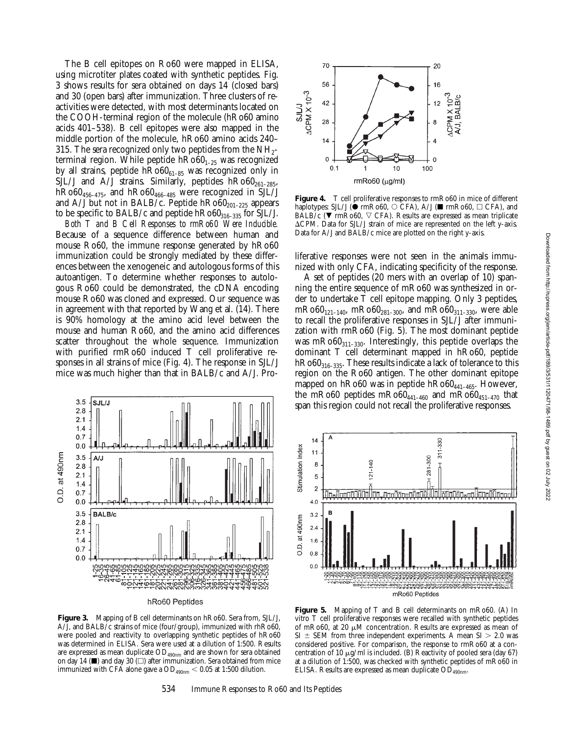The B cell epitopes on Ro60 were mapped in ELISA, using microtiter plates coated with synthetic peptides. Fig. 3 shows results for sera obtained on days 14 (closed bars) and 30 (open bars) after immunization. Three clusters of reactivities were detected, with most determinants located on the COOH-terminal region of the molecule (hRo60 amino acids 401–538). B cell epitopes were also mapped in the middle portion of the molecule, hRo60 amino acids 240–315. The sera recognized only two peptides from the $NH_2$-terminal region. While peptide hRo60$_{1-25}$ was recognized by all strains, peptide hRo60$_{61-85}$ was recognized only in SJL/J and A/J strains. Similarly, peptides hRo60$_{261-285}$, hRo60$_{456-475}$, and hRo60$_{466-485}$ were recognized in SJL/J and A/J but not in BALB/c. Peptide hRo60$_{201-225}$ appears to be specific to BALB/c and peptide hRo60$_{316-335}$ for SJL/J.

*Both T and B Cell Responses to rmRo60 Were Inducible.* Because of a sequence difference between human and mouse Ro60, the immune response generated by hRo60 immunization could be strongly mediated by these differences between the xenogeneic and autologous forms of this autoantigen. To determine whether responses to autologous Ro60 could be demonstrated, the cDNA encoding mouse Ro60 was cloned and expressed. Our sequence was in agreement with that reported by Wang et al. (14). There is 90% homology at the amino acid level between the mouse and human Ro60, and the amino acid differences scatter throughout the whole sequence. Immunization with purified rmRo60 induced T cell proliferative responses in all strains of mice (Fig. 4). The response in SJL/J mice was much higher than that in BALB/c and A/J. Proliferative responses were not seen in the animals immunized with only CFA, indicating specificity of the response.

A set of peptides (20 mers with an overlap of 10) spanning the entire sequence of mRo60 was synthesized in order to undertake T cell epitope mapping. Only 3 peptides, mRo60$_{121-140}$, mRo60$_{281-300}$, and mRo60$_{311-330}$, were able to recall the proliferative responses in SJL/J after immunization with rmRo60 (Fig. 5). The most dominant peptide was mRo60$_{311-330}$. Interestingly, this peptide overlaps the dominant T cell determinant mapped in hRo60, peptide hRo60$_{316-335}$. These results indicate a lack of tolerance to this region on the Ro60 antigen. The other dominant epitope mapped on hRo60 was in peptide hRo60$_{441-465}$. However, the mRo60 peptides mRo60$_{441-460}$ and mRo60$_{451-470}$ that span this region could not recall the proliferative responses.

**Figure 3.** Mapping of B cell determinants on hRo60. Sera from, SJL/J, A/J, and BALB/c strains of mice (four/group), immunized with rhRo60, were pooled and reactivity to overlapping synthetic peptides of hRo60 was determined in ELISA. Sera were used at a dilution of 1:500. Results are expressed as mean duplicate $OD_{490nm}$ and are shown for sera obtained on day 14 (■) and day 30 (□) after immunization. Sera obtained from mice immunized with CFA alone gave a $OD_{490nm} < 0.05$ at 1:500 dilution.

**Figure 4.** T cell proliferative responses to rmRo60 in mice of different haplotypes: SJL/J (● rmRo60, ○ CFA), A/J (■ rmRo60, □ CFA), and BALB/c (▼ rmRo60, ▽ CFA). Results are expressed as mean triplicate ΔCPM. Data for SJL/J strain of mice are represented on the left y-axis. Data for A/J and BALB/c mice are plotted on the right y-axis.

**Figure 5.** Mapping of T and B cell determinants on mRo60. (A) In vitro T cell proliferative responses were recalled with synthetic peptides of mRo60, at 20 μM concentration. Results are expressed as mean of SI ± SEM from three independent experiments. A mean SI > 2.0 was considered positive. For comparison, the response to rmRo60 at a concentration of 10 μg/ml is included. (B) Reactivity of pooled sera (day 67) at a dilution of 1:500, was checked with synthetic peptides of mRo60 in ELISA. Results are expressed as mean duplicate $OD_{490nm}$.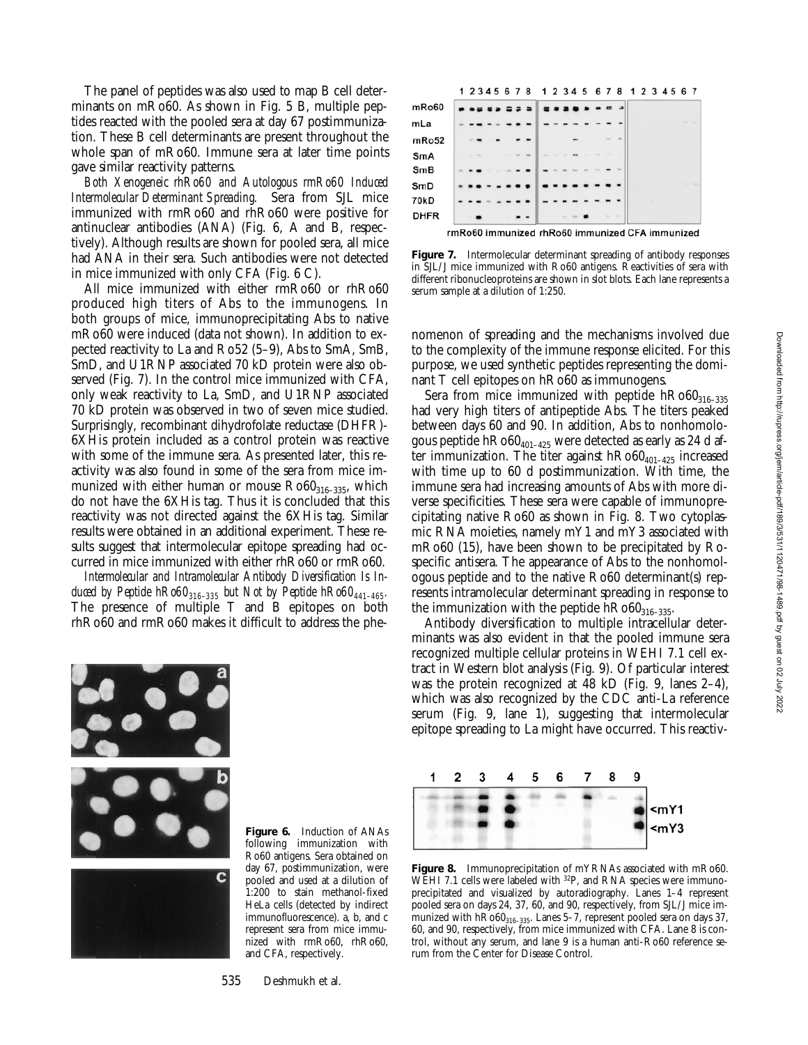The panel of peptides was also used to map B cell determinants on mRo60. As shown in Fig. 5 B, multiple peptides reacted with the pooled sera at day 67 postimmunization. These B cell determinants are present throughout the whole span of mRo60. Immune sera at later time points gave similar reactivity patterns.

*Both Xenogeneic rhRo60 and Autologous rmRo60 Induced Intermolecular Determinant Spreading.* Sera from SJL mice immunized with rmRo60 and rhRo60 were positive for antinuclear antibodies (ANA) (Fig. 6, A and B, respectively). Although results are shown for pooled sera, all mice had ANA in their sera. Such antibodies were not detected in mice immunized with only CFA (Fig. 6 C).

All mice immunized with either rmRo60 or rhRo60 produced high titers of Abs to the immunogens. In both groups of mice, immunoprecipitating Abs to native mRo60 were induced (data not shown). In addition to expected reactivity to La and Ro52 (5–9), Abs to SmA, SmB, SmD, and U1RNP associated 70 kD protein were also observed (Fig. 7). In the control mice immunized with CFA, only weak reactivity to La, SmD, and U1RNP associated 70 kD protein was observed in two of seven mice studied. Surprisingly, recombinant dihydrofolate reductase (DHFR)-6XHis protein included as a control protein was reactive with some of the immune sera. As presented later, this reactivity was also found in some of the sera from mice immunized with either human or mouse $Ro60_{316-335}$, which do not have the 6XHis tag. Thus it is concluded that this reactivity was not directed against the 6XHis tag. Similar results were obtained in an additional experiment. These results suggest that intermolecular epitope spreading had occurred in mice immunized with either rhRo60 or rmRo60.

*Intermolecular and Intramolecular Antibody Diversification Is Induced by Peptide $hRo60_{316-335}$ but Not by Peptide $hRo60_{441-465}$.* The presence of multiple T and B epitopes on both rhRo60 and rmRo60 makes it difficult to address the phenomenon of spreading and the mechanisms involved due to the complexity of the immune response elicited. For this purpose, we used synthetic peptides representing the dominant T cell epitopes on hRo60 as immunogens.

**Figure 6.** Induction of ANAs following immunization with Ro60 antigens. Sera obtained on day 67, postimmunization, were pooled and used at a dilution of 1:200 to stain methanol-fixed HeLa cells (detected by indirect immunofluorescence). a, b, and c represent sera from mice immunized with rmRo60, rhRo60, and CFA, respectively.

**Figure 7.** Intermolecular determinant spreading of antibody responses in SJL/J mice immunized with Ro60 antigens. Reactivities of sera with different ribonucleoproteins are shown in slot blots. Each lane represents a serum sample at a dilution of 1:250.

Sera from mice immunized with peptide $hRo60_{316-335}$ had very high titers of antipeptide Abs. The titers peaked between days 60 and 90. In addition, Abs to nonhomologous peptide $hRo60_{401-425}$ were detected as early as 24 d after immunization. The titer against $hRo60_{401-425}$ increased with time up to 60 d postimmunization. With time, the immune sera had increasing amounts of Abs with more diverse specificities. These sera were capable of immunoprecipitating native Ro60 as shown in Fig. 8. Two cytoplasmic RNA moieties, namely mY1 and mY3 associated with mRo60 (15), have been shown to be precipitated by Ro-specific antisera. The appearance of Abs to the nonhomologous peptide and to the native Ro60 determinant(s) represents intramolecular determinant spreading in response to the immunization with the peptide $hRo60_{316-335}$.

Antibody diversification to multiple intracellular determinants was also evident in that the pooled immune sera recognized multiple cellular proteins in WEHI 7.1 cell extract in Western blot analysis (Fig. 9). Of particular interest was the protein recognized at 48 kD (Fig. 9, lanes 2–4), which was also recognized by the CDC anti-La reference serum (Fig. 9, lane 1), suggesting that intermolecular epitope spreading to La might have occurred. This reactiv-

**Figure 8.** Immunoprecipitation of mYRNAs associated with mRo60. WEHI 7.1 cells were labeled with $^{32}P$, and RNA species were immunoprecipitated and visualized by autoradiography. Lanes 1–4 represent pooled sera on days 24, 37, 60, and 90, respectively, from SJL/J mice immunized with $hRo60_{316-335}$. Lanes 5–7, represent pooled sera on days 37, 60, and 90, respectively, from mice immunized with CFA. Lane 8 is control, without any serum, and lane 9 is a human anti-Ro60 reference serum from the Center for Disease Control.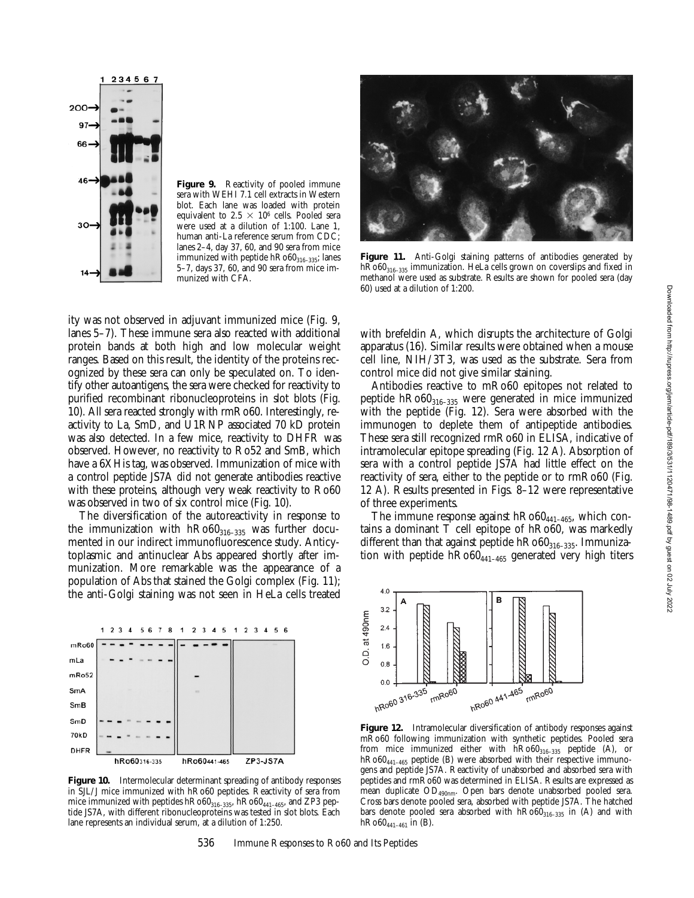**Figure 9.** Reactivity of pooled immune sera with WEHI 7.1 cell extracts in Western blot. Each lane was loaded with protein equivalent to $2.5 \times 10^6$ cells. Pooled sera were used at a dilution of 1:100. Lane 1, human anti-La reference serum from CDC; lanes 2–4, day 37, 60, and 90 sera from mice immunized with peptide hRo60$_{316-335}$; lanes 5–7, days 37, 60, and 90 sera from mice immunized with CFA.

ity was not observed in adjuvant immunized mice (Fig. 9, lanes 5–7). These immune sera also reacted with additional protein bands at both high and low molecular weight ranges. Based on this result, the identity of the proteins recognized by these sera can only be speculated on. To identify other autoantigens, the sera were checked for reactivity to purified recombinant ribonucleoproteins in slot blots (Fig. 10). All sera reacted strongly with rmRo60. Interestingly, reactivity to La, SmD, and U1RNP associated 70 kD protein was also detected. In a few mice, reactivity to DHFR was observed. However, no reactivity to Ro52 and SmB, which have a 6XHis tag, was observed. Immunization of mice with a control peptide JS7A did not generate antibodies reactive with these proteins, although very weak reactivity to Ro60 was observed in two of six control mice (Fig. 10).

The diversification of the autoreactivity in response to the immunization with hRo60$_{316-335}$ was further documented in our indirect immunofluorescence study. Anticytoplasmic and antinuclear Abs appeared shortly after immunization. More remarkable was the appearance of a population of Abs that stained the Golgi complex (Fig. 11); the anti-Golgi staining was not seen in HeLa cells treated with brefeldin A, which disrupts the architecture of Golgi apparatus (16). Similar results were obtained when a mouse cell line, NIH/3T3, was used as the substrate. Sera from control mice did not give similar staining.

**Figure 10.** Intermolecular determinant spreading of antibody responses in SJL/J mice immunized with hRo60 peptides. Reactivity of sera from mice immunized with peptides hRo60$_{316-335}$, hRo60$_{441-465}$, and ZP3 peptide JS7A, with different ribonucleoproteins was tested in slot blots. Each lane represents an individual serum, at a dilution of 1:250.

**Figure 11.** Anti-Golgi staining patterns of antibodies generated by hRo60$_{316-335}$ immunization. HeLa cells grown on coverslips and fixed in methanol were used as substrate. Results are shown for pooled sera (day 60) used at a dilution of 1:200.

Antibodies reactive to mRo60 epitopes not related to peptide hRo60$_{316-335}$ were generated in mice immunized with the peptide (Fig. 12). Sera were absorbed with the immunogen to deplete them of antipeptide antibodies. These sera still recognized rmRo60 in ELISA, indicative of intramolecular epitope spreading (Fig. 12 A). Absorption of sera with a control peptide JS7A had little effect on the reactivity of sera, either to the peptide or to rmRo60 (Fig. 12 A). Results presented in Figs. 8–12 were representative of three experiments.

The immune response against hRo60$_{441-465}$, which contains a dominant T cell epitope of hRo60, was markedly different than that against peptide hRo60$_{316-335}$. Immunization with peptide hRo60$_{441-465}$ generated very high titers

**Figure 12.** Intramolecular diversification of antibody responses against mRo60 following immunization with synthetic peptides. Pooled sera from mice immunized either with hRo60$_{316-335}$ peptide (A), or hRo60$_{441-465}$ peptide (B) were absorbed with their respective immunogens and peptide JS7A. Reactivity of unabsorbed and absorbed sera with peptides and rmRo60 was determined in ELISA. Results are expressed as mean duplicate OD$_{490nm}$. Open bars denote unabsorbed pooled sera. Cross bars denote pooled sera, absorbed with peptide JS7A. The hatched bars denote pooled sera absorbed with hRo60$_{316-335}$ in (A) and with hRo60$_{441-461}$ in (B).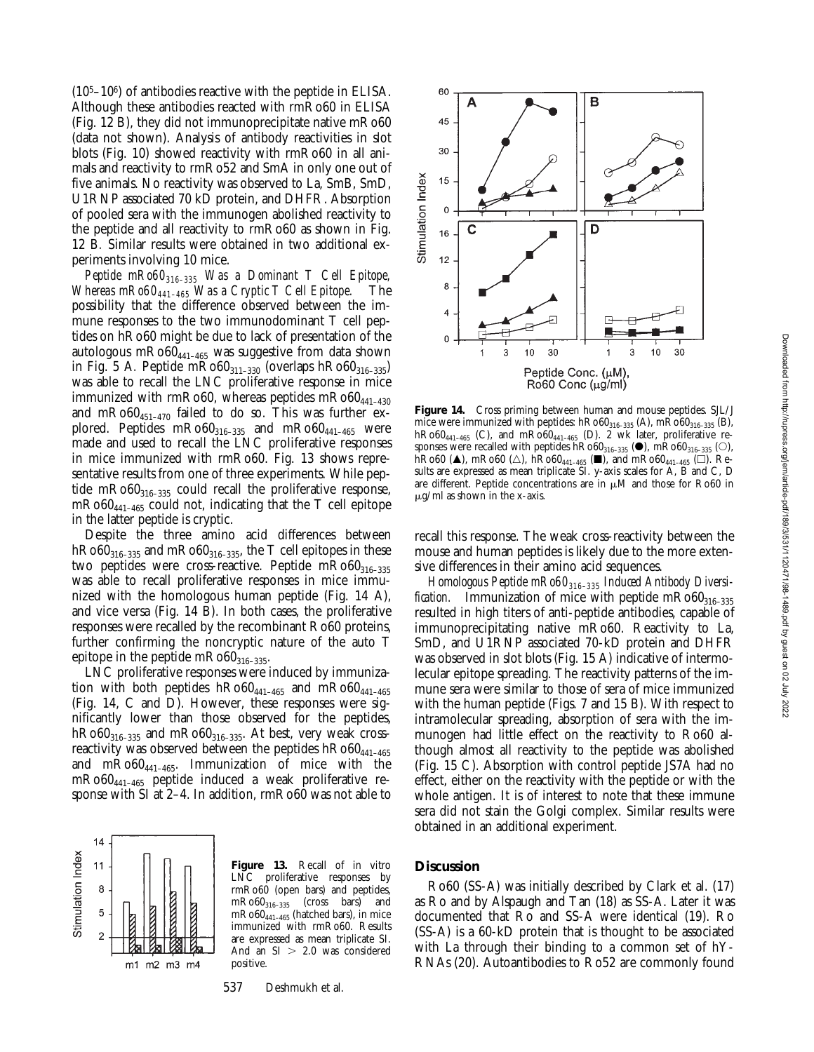($10^5$–$10^6$) of antibodies reactive with the peptide in ELISA. Although these antibodies reacted with rmRo60 in ELISA (Fig. 12 B), they did not immunoprecipitate native mRo60 (data not shown). Analysis of antibody reactivities in slot blots (Fig. 10) showed reactivity with rmRo60 in all animals and reactivity to rmRo52 and SmA in only one out of five animals. No reactivity was observed to La, SmB, SmD, U1RNP associated 70 kD protein, and DHFR. Absorption of pooled sera with the immunogen abolished reactivity to the peptide and all reactivity to rmRo60 as shown in Fig. 12 B. Similar results were obtained in two additional experiments involving 10 mice.

*Peptide mRo60$_{316–335}$ Was a Dominant T Cell Epitope, Whereas mRo60$_{441–465}$ Was a Cryptic T Cell Epitope.* The possibility that the difference observed between the immune responses to the two immunodominant T cell peptides on hRo60 might be due to lack of presentation of the autologous mRo60$_{441–465}$ was suggestive from data shown in Fig. 5 A. Peptide mRo60$_{311–330}$ (overlaps hRo60$_{316–335}$) was able to recall the LNC proliferative response in mice immunized with rmRo60, whereas peptides mRo60$_{441–430}$ and mRo60$_{451–470}$ failed to do so. This was further explored. Peptides mRo60$_{316–335}$ and mRo60$_{441–465}$ were made and used to recall the LNC proliferative responses in mice immunized with rmRo60. Fig. 13 shows representative results from one of three experiments. While peptide mRo60$_{316–335}$ could recall the proliferative response, mRo60$_{441–465}$ could not, indicating that the T cell epitope in the latter peptide is cryptic.

Despite the three amino acid differences between hRo60$_{316–335}$ and mRo60$_{316–335}$, the T cell epitopes in these two peptides were cross-reactive. Peptide mRo60$_{316–335}$ was able to recall proliferative responses in mice immunized with the homologous human peptide (Fig. 14 A), and vice versa (Fig. 14 B). In both cases, the proliferative responses were recalled by the recombinant Ro60 proteins, further confirming the noncryptic nature of the auto T epitope in the peptide mRo60$_{316–335}$.

LNC proliferative responses were induced by immunization with both peptides hRo60$_{441–465}$ and mRo60$_{441–465}$ (Fig. 14, C and D). However, these responses were significantly lower than those observed for the peptides, hRo60$_{316–335}$ and mRo60$_{316–335}$. At best, very weak cross-reactivity was observed between the peptides hRo60$_{441–465}$ and mRo60$_{441–465}$. Immunization of mice with the mRo60$_{441–465}$ peptide induced a weak proliferative response with SI at 2–4. In addition, rmRo60 was not able to recall this response. The weak cross-reactivity between the mouse and human peptides is likely due to the more extensive differences in their amino acid sequences.

**Figure 13.** Recall of in vitro LNC proliferative responses by rmRo60 (open bars) and peptides, mRo60$_{316–335}$ (cross bars) and mRo60$_{441–465}$ (hatched bars), in mice immunized with rmRo60. Results are expressed as mean triplicate SI. And an SI $> 2.0$ was considered positive.

**Figure 14.** Cross priming between human and mouse peptides. SJL/J mice were immunized with peptides: hRo60$_{316–335}$ (A), mRo60$_{316–335}$ (B), hRo60$_{441–465}$ (C), and mRo60$_{441–465}$ (D). 2 wk later, proliferative responses were recalled with peptides hRo60$_{316–335}$ (●), mRo60$_{316–335}$ (○), hRo60 (▲), mRo60 (△), hRo60$_{441–465}$ (■), and mRo60$_{441–465}$ (□). Results are expressed as mean triplicate SI. y-axis scales for A, B and C, D are different. Peptide concentrations are in μM and those for Ro60 in μg/ml as shown in the x-axis.

*Homologous Peptide mRo60$_{316–335}$ Induced Antibody Diversification.* Immunization of mice with peptide mRo60$_{316–335}$ resulted in high titers of anti-peptide antibodies, capable of immunoprecipitating native mRo60. Reactivity to La, SmD, and U1RNP associated 70-kD protein and DHFR was observed in slot blots (Fig. 15 A) indicative of intermolecular epitope spreading. The reactivity patterns of the immune sera were similar to those of sera of mice immunized with the human peptide (Figs. 7 and 15 B). With respect to intramolecular spreading, absorption of sera with the immunogen had little effect on the reactivity to Ro60 although almost all reactivity to the peptide was abolished (Fig. 15 C). Absorption with control peptide JS7A had no effect, either on the reactivity with the peptide or with the whole antigen. It is of interest to note that these immune sera did not stain the Golgi complex. Similar results were obtained in an additional experiment.

## Discussion

Ro60 (SS-A) was initially described by Clark et al. (17) as Ro and by Alspaugh and Tan (18) as SS-A. Later it was documented that Ro and SS-A were identical (19). Ro (SS-A) is a 60-kD protein that is thought to be associated with La through their binding to a common set of hY-RNAs (20). Autoantibodies to Ro52 are commonly found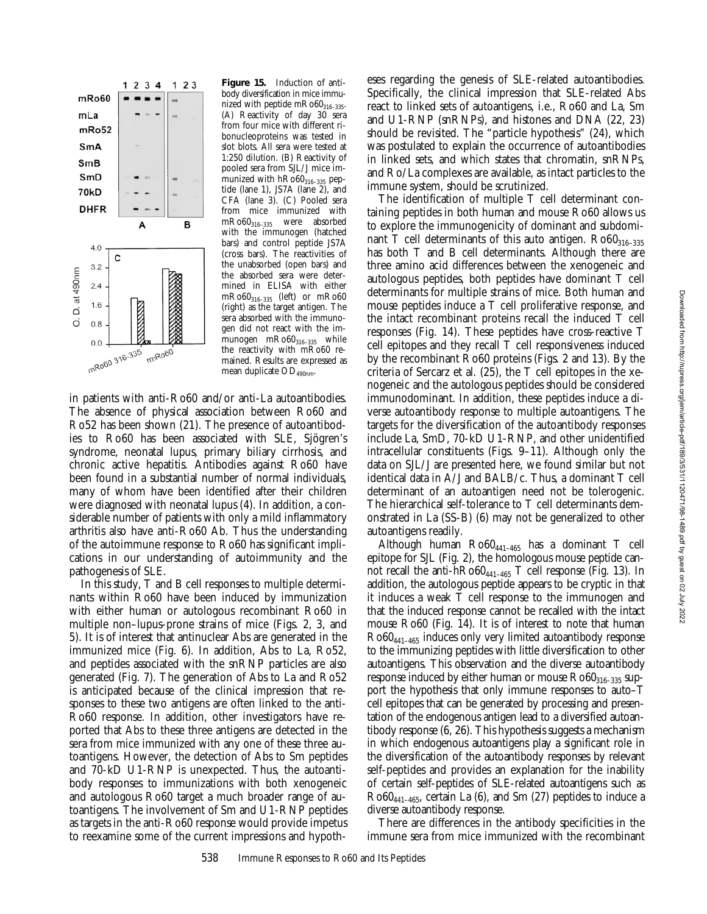**Figure 15.** Induction of antibody diversification in mice immunized with peptide mRo60$_{316-335}$. (A) Reactivity of day 30 sera from four mice with different ribonucleoproteins was tested in slot blots. All sera were tested at 1:250 dilution. (B) Reactivity of pooled sera from SJL/J mice immunized with hRo60$_{316-335}$ peptide (lane 1), JS7A (lane 2), and CFA (lane 3). (C) Pooled sera from mice immunized with mRo60$_{316-335}$ were absorbed with the immunogen (hatched bars) and control peptide JS7A (cross bars). The reactivities of the unabsorbed (open bars) and the absorbed sera were determined in ELISA with either mRo60$_{316-335}$ (left) or mRo60 (right) as the target antigen. The sera absorbed with the immunogen did not react with the immunogen mRo60$_{316-335}$ while the reactivity with mRo60 remained. Results are expressed as mean duplicate OD$_{490nm}$.

in patients with anti-Ro60 and/or anti-La autoantibodies. The absence of physical association between Ro60 and Ro52 has been shown (21). The presence of autoantibodies to Ro60 has been associated with SLE, Sjögren's syndrome, neonatal lupus, primary biliary cirrhosis, and chronic active hepatitis. Antibodies against Ro60 have been found in a substantial number of normal individuals, many of whom have been identified after their children were diagnosed with neonatal lupus (4). In addition, a considerable number of patients with only a mild inflammatory arthritis also have anti-Ro60 Ab. Thus the understanding of the autoimmune response to Ro60 has significant implications in our understanding of autoimmunity and the pathogenesis of SLE.

In this study, T and B cell responses to multiple determinants within Ro60 have been induced by immunization with either human or autologous recombinant Ro60 in multiple non–lupus-prone strains of mice (Figs. 2, 3, and 5). It is of interest that antinuclear Abs are generated in the immunized mice (Fig. 6). In addition, Abs to La, Ro52, and peptides associated with the snRNP particles are also generated (Fig. 7). The generation of Abs to La and Ro52 is anticipated because of the clinical impression that responses to these two antigens are often linked to the anti-Ro60 response. In addition, other investigators have reported that Abs to these three antigens are detected in the sera from mice immunized with any one of these three autoantigens. However, the detection of Abs to Sm peptides and 70-kD U1-RNP is unexpected. Thus, the autoantibody responses to immunizations with both xenogeneic and autologous Ro60 target a much broader range of autoantigens. The involvement of Sm and U1-RNP peptides as targets in the anti-Ro60 response would provide impetus to reexamine some of the current impressions and hypotheses regarding the genesis of SLE-related autoantibodies. Specifically, the clinical impression that SLE-related Abs react to linked sets of autoantigens, i.e., Ro60 and La, Sm and U1-RNP (snRNPs), and histones and DNA (22, 23) should be revisited. The "particle hypothesis" (24), which was postulated to explain the occurrence of autoantibodies in linked sets, and which states that chromatin, snRNPs, and Ro/La complexes are available, as intact particles to the immune system, should be scrutinized.

The identification of multiple T cell determinant containing peptides in both human and mouse Ro60 allows us to explore the immunogenicity of dominant and subdominant T cell determinants of this auto antigen. Ro60$_{316-335}$ has both T and B cell determinants. Although there are three amino acid differences between the xenogeneic and autologous peptides, both peptides have dominant T cell determinants for multiple strains of mice. Both human and mouse peptides induce a T cell proliferative response, and the intact recombinant proteins recall the induced T cell responses (Fig. 14). These peptides have cross-reactive T cell epitopes and they recall T cell responsiveness induced by the recombinant Ro60 proteins (Figs. 2 and 13). By the criteria of Sercarz et al. (25), the T cell epitopes in the xenogeneic and the autologous peptides should be considered immunodominant. In addition, these peptides induce a diverse autoantibody response to multiple autoantigens. The targets for the diversification of the autoantibody responses include La, SmD, 70-kD U1-RNP, and other unidentified intracellular constituents (Figs. 9–11). Although only the data on SJL/J are presented here, we found similar but not identical data in A/J and BALB/c. Thus, a dominant T cell determinant of an autoantigen need not be tolerogenic. The hierarchical self-tolerance to T cell determinants demonstrated in La (SS-B) (6) may not be generalized to other autoantigens readily.

Although human Ro60$_{441-465}$ has a dominant T cell epitope for SJL (Fig. 2), the homologous mouse peptide cannot recall the anti-hRo60$_{441-465}$ T cell response (Fig. 13). In addition, the autologous peptide appears to be cryptic in that it induces a weak T cell response to the immunogen and that the induced response cannot be recalled with the intact mouse Ro60 (Fig. 14). It is of interest to note that human Ro60$_{441-465}$ induces only very limited autoantibody response to the immunizing peptides with little diversification to other autoantigens. This observation and the diverse autoantibody response induced by either human or mouse Ro60$_{316-335}$ support the hypothesis that only immune responses to auto–T cell epitopes that can be generated by processing and presentation of the endogenous antigen lead to a diversified autoantibody response (6, 26). This hypothesis suggests a mechanism in which endogenous autoantigens play a significant role in the diversification of the autoantibody responses by relevant self-peptides and provides an explanation for the inability of certain self-peptides of SLE-related autoantigens such as Ro60$_{441-465}$, certain La (6), and Sm (27) peptides to induce a diverse autoantibody response.

There are differences in the antibody specificities in the immune sera from mice immunized with the recombinant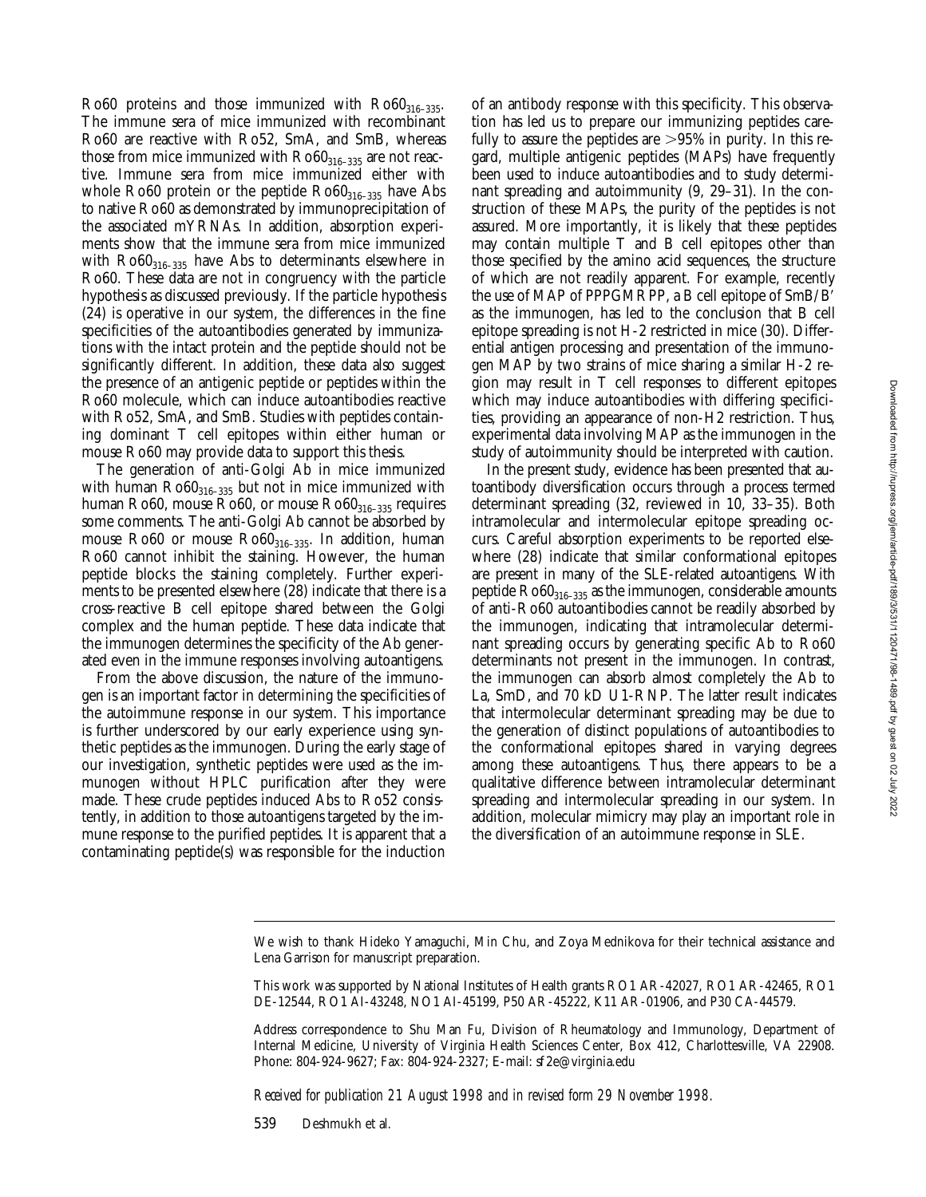Ro60 proteins and those immunized with $Ro60_{316–335}$. The immune sera of mice immunized with recombinant Ro60 are reactive with Ro52, SmA, and SmB, whereas those from mice immunized with $Ro60_{316–335}$ are not reactive. Immune sera from mice immunized either with whole Ro60 protein or the peptide $Ro60_{316–335}$ have Abs to native Ro60 as demonstrated by immunoprecipitation of the associated mYRNAs. In addition, absorption experiments show that the immune sera from mice immunized with $Ro60_{316–335}$ have Abs to determinants elsewhere in Ro60. These data are not in congruency with the particle hypothesis as discussed previously. If the particle hypothesis (24) is operative in our system, the differences in the fine specificities of the autoantibodies generated by immunizations with the intact protein and the peptide should not be significantly different. In addition, these data also suggest the presence of an antigenic peptide or peptides within the Ro60 molecule, which can induce autoantibodies reactive with Ro52, SmA, and SmB. Studies with peptides containing dominant T cell epitopes within either human or mouse Ro60 may provide data to support this thesis.

The generation of anti-Golgi Ab in mice immunized with human $Ro60_{316–335}$ but not in mice immunized with human Ro60, mouse Ro60, or mouse $Ro60_{316–335}$ requires some comments. The anti-Golgi Ab cannot be absorbed by mouse Ro60 or mouse $Ro60_{316–335}$. In addition, human Ro60 cannot inhibit the staining. However, the human peptide blocks the staining completely. Further experiments to be presented elsewhere (28) indicate that there is a cross-reactive B cell epitope shared between the Golgi complex and the human peptide. These data indicate that the immunogen determines the specificity of the Ab generated even in the immune responses involving autoantigens.

From the above discussion, the nature of the immunogen is an important factor in determining the specificities of the autoimmune response in our system. This importance is further underscored by our early experience using synthetic peptides as the immunogen. During the early stage of our investigation, synthetic peptides were used as the immunogen without HPLC purification after they were made. These crude peptides induced Abs to Ro52 consistently, in addition to those autoantigens targeted by the immune response to the purified peptides. It is apparent that a contaminating peptide(s) was responsible for the induction of an antibody response with this specificity. This observation has led us to prepare our immunizing peptides carefully to assure the peptides are >95% in purity. In this regard, multiple antigenic peptides (MAPs) have frequently been used to induce autoantibodies and to study determinant spreading and autoimmunity (9, 29–31). In the construction of these MAPs, the purity of the peptides is not assured. More importantly, it is likely that these peptides may contain multiple T and B cell epitopes other than those specified by the amino acid sequences, the structure of which are not readily apparent. For example, recently the use of MAP of PPPGMRPP, a B cell epitope of SmB/B′ as the immunogen, has led to the conclusion that B cell epitope spreading is not H-2 restricted in mice (30). Differential antigen processing and presentation of the immunogen MAP by two strains of mice sharing a similar H-2 region may result in T cell responses to different epitopes which may induce autoantibodies with differing specificities, providing an appearance of non-H2 restriction. Thus, experimental data involving MAP as the immunogen in the study of autoimmunity should be interpreted with caution.

In the present study, evidence has been presented that autoantibody diversification occurs through a process termed determinant spreading (32, reviewed in 10, 33–35). Both intramolecular and intermolecular epitope spreading occurs. Careful absorption experiments to be reported elsewhere (28) indicate that similar conformational epitopes are present in many of the SLE-related autoantigens. With peptide $Ro60_{316–335}$ as the immunogen, considerable amounts of anti-Ro60 autoantibodies cannot be readily absorbed by the immunogen, indicating that intramolecular determinant spreading occurs by generating specific Ab to Ro60 determinants not present in the immunogen. In contrast, the immunogen can absorb almost completely the Ab to La, SmD, and 70 kD U1-RNP. The latter result indicates that intermolecular determinant spreading may be due to the generation of distinct populations of autoantibodies to the conformational epitopes shared in varying degrees among these autoantigens. Thus, there appears to be a qualitative difference between intramolecular determinant spreading and intermolecular spreading in our system. In addition, molecular mimicry may play an important role in the diversification of an autoimmune response in SLE.

---

We wish to thank Hideko Yamaguchi, Min Chu, and Zoya Mednikova for their technical assistance and Lena Garrison for manuscript preparation.

This work was supported by National Institutes of Health grants RO1 AR-42027, RO1 AR-42465, RO1 DE-12544, RO1 AI-43248, NO1 AI-45199, P50 AR-45222, K11 AR-01906, and P30 CA-44579.

Address correspondence to Shu Man Fu, Division of Rheumatology and Immunology, Department of Internal Medicine, University of Virginia Health Sciences Center, Box 412, Charlottesville, VA 22908. Phone: 804-924-9627; Fax: 804-924-2327; E-mail: sf2e@virginia.edu

*Received for publication 21 August 1998 and in revised form 29 November 1998.*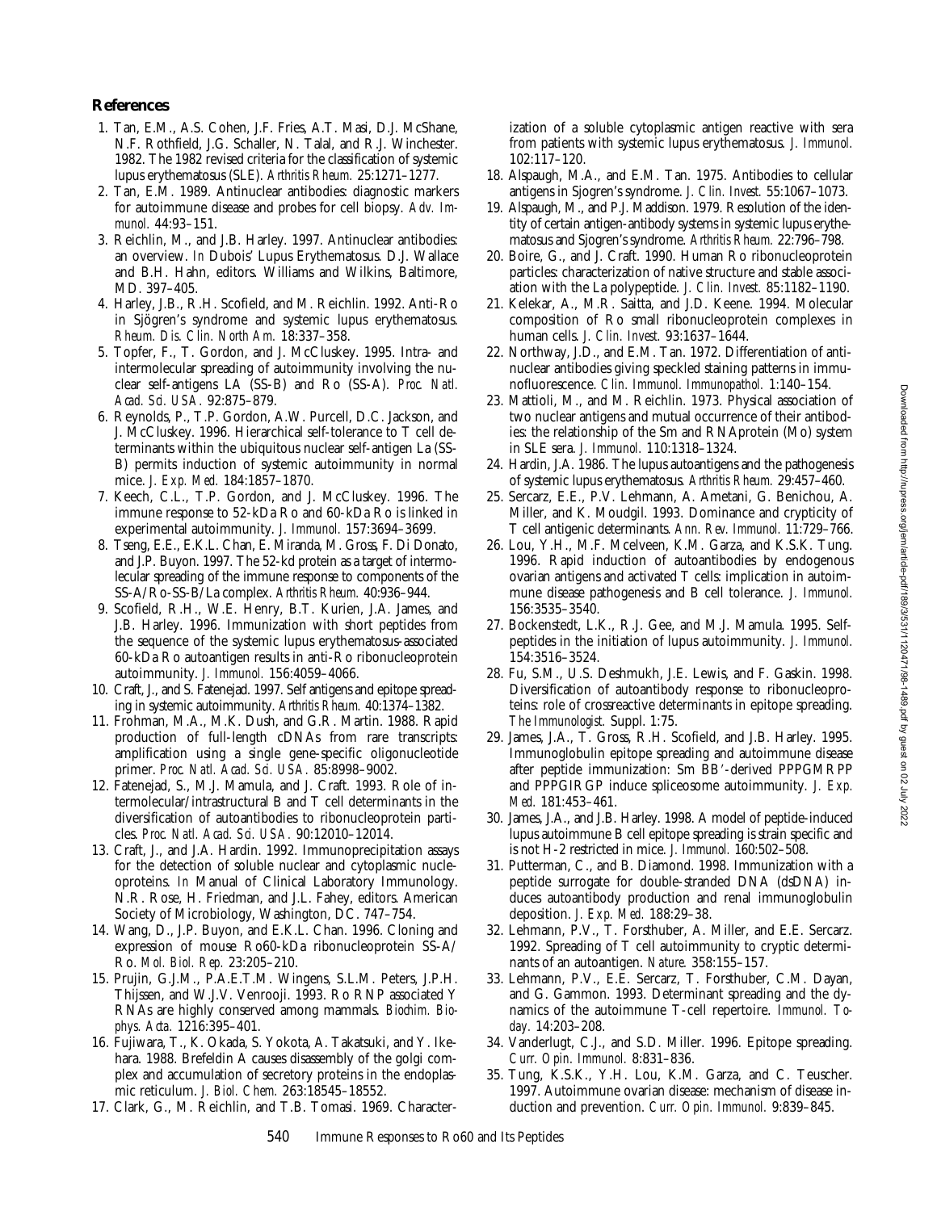## References

1. Tan, E.M., A.S. Cohen, J.F. Fries, A.T. Masi, D.J. McShane, N.F. Rothfield, J.G. Schaller, N. Talal, and R.J. Winchester. 1982. The 1982 revised criteria for the classification of systemic lupus erythematosus (SLE). *Arthritis Rheum.* 25:1271–1277.
2. Tan, E.M. 1989. Antinuclear antibodies: diagnostic markers for autoimmune disease and probes for cell biopsy. *Adv. Immunol.* 44:93–151.
3. Reichlin, M., and J.B. Harley. 1997. Antinuclear antibodies: an overview. *In* Dubois' Lupus Erythematosus. D.J. Wallace and B.H. Hahn, editors. Williams and Wilkins, Baltimore, MD. 397–405.
4. Harley, J.B., R.H. Scofield, and M. Reichlin. 1992. Anti-Ro in Sjögren's syndrome and systemic lupus erythematosus. *Rheum. Dis. Clin. North Am.* 18:337–358.
5. Topfer, F., T. Gordon, and J. McCluskey. 1995. Intra- and intermolecular spreading of autoimmunity involving the nuclear self-antigens LA (SS-B) and Ro (SS-A). *Proc. Natl. Acad. Sci. USA.* 92:875–879.
6. Reynolds, P., T.P. Gordon, A.W. Purcell, D.C. Jackson, and J. McCluskey. 1996. Hierarchical self-tolerance to T cell determinants within the ubiquitous nuclear self-antigen La (SS-B) permits induction of systemic autoimmunity in normal mice. *J. Exp. Med.* 184:1857–1870.
7. Keech, C.L., T.P. Gordon, and J. McCluskey. 1996. The immune response to 52-kDa Ro and 60-kDa Ro is linked in experimental autoimmunity. *J. Immunol.* 157:3694–3699.
8. Tseng, E.E., E.K.L. Chan, E. Miranda, M. Gross, F. Di Donato, and J.P. Buyon. 1997. The 52-kd protein as a target of intermolecular spreading of the immune response to components of the SS-A/Ro-SS-B/La complex. *Arthritis Rheum.* 40:936–944.
9. Scofield, R.H., W.E. Henry, B.T. Kurien, J.A. James, and J.B. Harley. 1996. Immunization with short peptides from the sequence of the systemic lupus erythematosus-associated 60-kDa Ro autoantigen results in anti-Ro ribonucleoprotein autoimmunity. *J. Immunol.* 156:4059–4066.
10. Craft, J., and S. Fatenejad. 1997. Self antigens and epitope spreading in systemic autoimmunity. *Arthritis Rheum.* 40:1374–1382.
11. Frohman, M.A., M.K. Dush, and G.R. Martin. 1988. Rapid production of full-length cDNAs from rare transcripts: amplification using a single gene-specific oligonucleotide primer. *Proc. Natl. Acad. Sci. USA.* 85:8998–9002.
12. Fatenejad, S., M.J. Mamula, and J. Craft. 1993. Role of intermolecular/intrastructural B and T cell determinants in the diversification of autoantibodies to ribonucleoprotein particles. *Proc. Natl. Acad. Sci. USA.* 90:12010–12014.
13. Craft, J., and J.A. Hardin. 1992. Immunoprecipitation assays for the detection of soluble nuclear and cytoplasmic nucleoproteins. *In* Manual of Clinical Laboratory Immunology. N.R. Rose, H. Friedman, and J.L. Fahey, editors. American Society of Microbiology, Washington, DC. 747–754.
14. Wang, D., J.P. Buyon, and E.K.L. Chan. 1996. Cloning and expression of mouse Ro60-kDa ribonucleoprotein SS-A/Ro. *Mol. Biol. Rep.* 23:205–210.
15. Prujin, G.J.M., P.A.E.T.M. Wingens, S.L.M. Peters, J.P.H. Thijssen, and W.J.V. Venrooji. 1993. Ro RNP associated Y RNAs are highly conserved among mammals. *Biochim. Biophys. Acta.* 1216:395–401.
16. Fujiwara, T., K. Okada, S. Yokota, A. Takatsuki, and Y. Ikehara. 1988. Brefeldin A causes disassembly of the golgi complex and accumulation of secretory proteins in the endoplasmic reticulum. *J. Biol. Chem.* 263:18545–18552.
17. Clark, G., M. Reichlin, and T.B. Tomasi. 1969. Characterization of a soluble cytoplasmic antigen reactive with sera from patients with systemic lupus erythematosus. *J. Immunol.* 102:117–120.
18. Alspaugh, M.A., and E.M. Tan. 1975. Antibodies to cellular antigens in Sjogren's syndrome. *J. Clin. Invest.* 55:1067–1073.
19. Alspaugh, M., and P.J. Maddison. 1979. Resolution of the identity of certain antigen-antibody systems in systemic lupus erythematosus and Sjogren's syndrome. *Arthritis Rheum.* 22:796–798.
20. Boire, G., and J. Craft. 1990. Human Ro ribonucleoprotein particles: characterization of native structure and stable association with the La polypeptide. *J. Clin. Invest.* 85:1182–1190.
21. Kelekar, A., M.R. Saitta, and J.D. Keene. 1994. Molecular composition of Ro small ribonucleoprotein complexes in human cells. *J. Clin. Invest.* 93:1637–1644.
22. Northway, J.D., and E.M. Tan. 1972. Differentiation of antinuclear antibodies giving speckled staining patterns in immunofluorescence. *Clin. Immunol. Immunopathol.* 1:140–154.
23. Mattioli, M., and M. Reichlin. 1973. Physical association of two nuclear antigens and mutual occurrence of their antibodies: the relationship of the Sm and RNAprotein (Mo) system in SLE sera. *J. Immunol.* 110:1318–1324.
24. Hardin, J.A. 1986. The lupus autoantigens and the pathogenesis of systemic lupus erythematosus. *Arthritis Rheum.* 29:457–460.
25. Sercarz, E.E., P.V. Lehmann, A. Ametani, G. Benichou, A. Miller, and K. Moudgil. 1993. Dominance and crypticity of T cell antigenic determinants. *Ann. Rev. Immunol.* 11:729–766.
26. Lou, Y.H., M.F. Mcelveen, K.M. Garza, and K.S.K. Tung. 1996. Rapid induction of autoantibodies by endogenous ovarian antigens and activated T cells: implication in autoimmune disease pathogenesis and B cell tolerance. *J. Immunol.* 156:3535–3540.
27. Bockenstedt, L.K., R.J. Gee, and M.J. Mamula. 1995. Self-peptides in the initiation of lupus autoimmunity. *J. Immunol.* 154:3516–3524.
28. Fu, S.M., U.S. Deshmukh, J.E. Lewis, and F. Gaskin. 1998. Diversification of autoantibody response to ribonucleoproteins: role of crossreactive determinants in epitope spreading. *The Immunologist.* Suppl. 1:75.
29. James, J.A., T. Gross, R.H. Scofield, and J.B. Harley. 1995. Immunoglobulin epitope spreading and autoimmune disease after peptide immunization: Sm BB′-derived PPPGMRPP and PPPGIRGP induce spliceosome autoimmunity. *J. Exp. Med.* 181:453–461.
30. James, J.A., and J.B. Harley. 1998. A model of peptide-induced lupus autoimmune B cell epitope spreading is strain specific and is not H-2 restricted in mice. *J. Immunol.* 160:502–508.
31. Putterman, C., and B. Diamond. 1998. Immunization with a peptide surrogate for double-stranded DNA (dsDNA) induces autoantibody production and renal immunoglobulin deposition. *J. Exp. Med.* 188:29–38.
32. Lehmann, P.V., T. Forsthuber, A. Miller, and E.E. Sercarz. 1992. Spreading of T cell autoimmunity to cryptic determinants of an autoantigen. *Nature.* 358:155–157.
33. Lehmann, P.V., E.E. Sercarz, T. Forsthuber, C.M. Dayan, and G. Gammon. 1993. Determinant spreading and the dynamics of the autoimmune T-cell repertoire. *Immunol. Today.* 14:203–208.
34. Vanderlugt, C.J., and S.D. Miller. 1996. Epitope spreading. *Curr. Opin. Immunol.* 8:831–836.
35. Tung, K.S.K., Y.H. Lou, K.M. Garza, and C. Teuscher. 1997. Autoimmune ovarian disease: mechanism of disease induction and prevention. *Curr. Opin. Immunol.* 9:839–845.